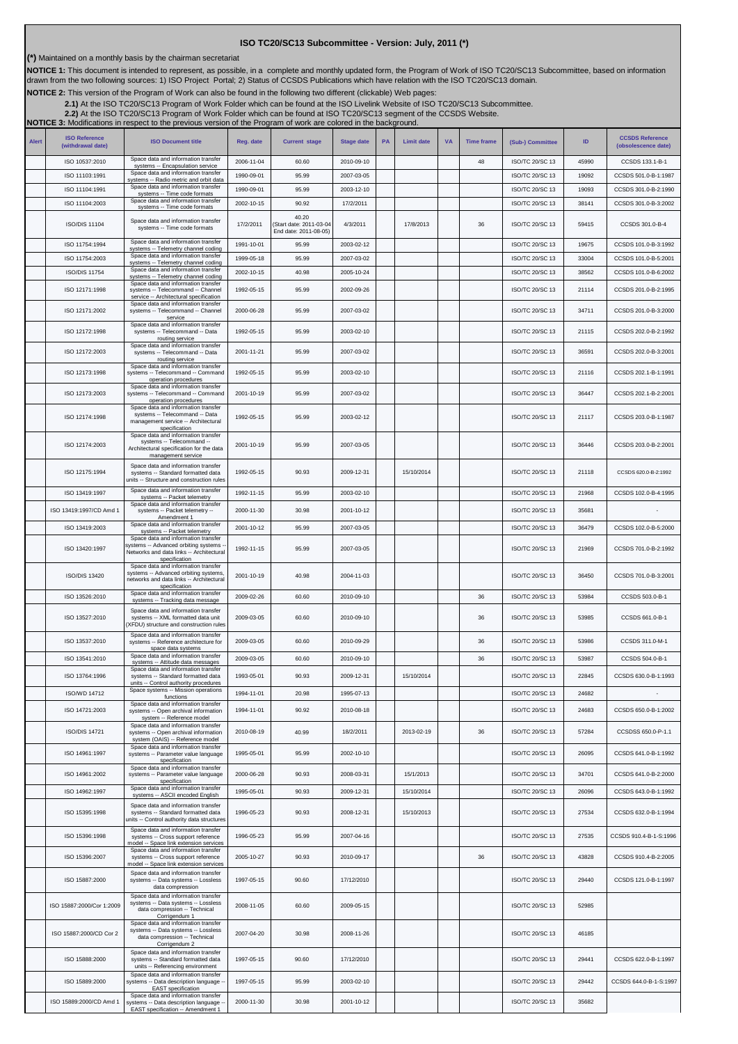# ISO TC20/SC13 Subcommittee - Version: July, 2011 (*)

**(*)** Maintained on a monthly basis by the chairman secretariat

**NOTICE 1:** This document is intended to represent, as possible, in a complete and monthly updated form, the Program of Work of ISO TC20/SC13 Subcommittee, based on information drawn from the two following sources: 1) ISO Project Portal; 2) Status of CCSDS Publications which have relation with the ISO TC20/SC13 domain.

**NOTICE 2:** This version of the Program of Work can also be found in the following two different (clickable) Web pages:

**2.1)** At the ISO TC20/SC13 Program of Work Folder which can be found at the ISO Livelink Website of ISO TC20/SC13 Subcommittee.

**2.2)** At the ISO TC20/SC13 Program of Work Folder which can be found at ISO TC20/SC13 segment of the CCSDS Website.

**NOTICE 3:** Modifications in respect to the previous version of the Program of work are colored in the background.

| Alert | ISO Reference (withdrawal date) | ISO Document title | Reg. date | Current stage | Stage date | PA | Limit date | VA | Time frame | (Sub-) Committee | ID | CCSDS Reference (obsolescence date) |
|---|---|---|---|---|---|---|---|---|---|---|---|---|
| | ISO 10537:2010 | Space data and information transfer systems -- Encapsulation service | 2006-11-04 | 60.60 | 2010-09-10 | | | | 48 | ISO/TC 20/SC 13 | 45990 | CCSDS 133.1-B-1 |
| | ISO 11103:1991 | Space data and information transfer systems -- Radio metric and orbit data | 1990-09-01 | 95.99 | 2007-03-05 | | | | | ISO/TC 20/SC 13 | 19092 | CCSDS 501.0-B-1:1987 |
| | ISO 11104:1991 | Space data and information transfer systems -- Time code formats | 1990-09-01 | 95.99 | 2003-12-10 | | | | | ISO/TC 20/SC 13 | 19093 | CCSDS 301.0-B-2:1990 |
| | ISO 11104:2003 | Space data and information transfer systems -- Time code formats | 2002-10-15 | 90.92 | 17/2/2011 | | | | | ISO/TC 20/SC 13 | 38141 | CCSDS 301.0-B-3:2002 |
| | ISO/DIS 11104 | Space data and information transfer systems -- Time code formats | 17/2/2011 | 40.20 (Start date: 2011-03-04 End date: 2011-08-05) | 4/3/2011 | | 17/8/2013 | | 36 | ISO/TC 20/SC 13 | 59415 | CCSDS 301.0-B-4 |
| | ISO 11754:1994 | Space data and information transfer systems -- Telemetry channel coding | 1991-10-01 | 95.99 | 2003-02-12 | | | | | ISO/TC 20/SC 13 | 19675 | CCSDS 101.0-B-3:1992 |
| | ISO 11754:2003 | Space data and information transfer systems -- Telemetry channel coding | 1999-05-18 | 95.99 | 2007-03-02 | | | | | ISO/TC 20/SC 13 | 33004 | CCSDS 101.0-B-5:2001 |
| | ISO/DIS 11754 | Space data and information transfer systems -- Telemetry channel coding | 2002-10-15 | 40.98 | 2005-10-24 | | | | | ISO/TC 20/SC 13 | 38562 | CCSDS 101.0-B-6:2002 |
| | ISO 12171:1998 | Space data and information transfer systems -- Telecommand -- Channel service -- Architectural specification | 1992-05-15 | 95.99 | 2002-09-26 | | | | | ISO/TC 20/SC 13 | 21114 | CCSDS 201.0-B-2:1995 |
| | ISO 12171:2002 | Space data and information transfer systems -- Telecommand -- Channel service | 2000-06-28 | 95.99 | 2007-03-02 | | | | | ISO/TC 20/SC 13 | 34711 | CCSDS 201.0-B-3:2000 |
| | ISO 12172:1998 | Space data and information transfer systems -- Telecommand -- Data routing service | 1992-05-15 | 95.99 | 2003-02-10 | | | | | ISO/TC 20/SC 13 | 21115 | CCSDS 202.0-B-2:1992 |
| | ISO 12172:2003 | Space data and information transfer systems -- Telecommand -- Data routing service | 2001-11-21 | 95.99 | 2007-03-02 | | | | | ISO/TC 20/SC 13 | 36591 | CCSDS 202.0-B-3:2001 |
| | ISO 12173:1998 | Space data and information transfer systems -- Telecommand -- Command operation procedures | 1992-05-15 | 95.99 | 2003-02-10 | | | | | ISO/TC 20/SC 13 | 21116 | CCSDS 202.1-B-1:1991 |
| | ISO 12173:2003 | Space data and information transfer systems -- Telecommand -- Command operation procedures | 2001-10-19 | 95.99 | 2007-03-02 | | | | | ISO/TC 20/SC 13 | 36447 | CCSDS 202.1-B-2:2001 |
| | ISO 12174:1998 | Space data and information transfer systems -- Telecommand -- Data management service -- Architectural specification | 1992-05-15 | 95.99 | 2003-02-12 | | | | | ISO/TC 20/SC 13 | 21117 | CCSDS 203.0-B-1:1987 |
| | ISO 12174:2003 | Space data and information transfer systems -- Telecommand -- Architectural specification for the data management service | 2001-10-19 | 95.99 | 2007-03-05 | | | | | ISO/TC 20/SC 13 | 36446 | CCSDS 203.0-B-2:2001 |
| | ISO 12175:1994 | Space data and information transfer systems -- Standard formatted data units -- Structure and construction rules | 1992-05-15 | 90.93 | 2009-12-31 | | 15/10/2014 | | | ISO/TC 20/SC 13 | 21118 | CCSDS 620.0-B-2:1992 |
| | ISO 13419:1997 | Space data and information transfer systems -- Packet telemetry | 1992-11-15 | 95.99 | 2003-02-10 | | | | | ISO/TC 20/SC 13 | 21968 | CCSDS 102.0-B-4:1995 |
| | ISO 13419:1997/CD Amd 1 | Space data and information transfer systems -- Packet telemetry -- Amendment 1 | 2000-11-30 | 30.98 | 2001-10-12 | | | | | ISO/TC 20/SC 13 | 35681 | - |
| | ISO 13419:2003 | Space data and information transfer systems -- Packet telemetry | 2001-10-12 | 95.99 | 2007-03-05 | | | | | ISO/TC 20/SC 13 | 36479 | CCSDS 102.0-B-5:2000 |
| | ISO 13420:1997 | Space data and information transfer systems -- Advanced orbiting systems -- Networks and data links -- Architectural specification | 1992-11-15 | 95.99 | 2007-03-05 | | | | | ISO/TC 20/SC 13 | 21969 | CCSDS 701.0-B-2:1992 |
| | ISO/DIS 13420 | Space data and information transfer systems -- Advanced orbiting systems, networks and data links -- Architectural specification | 2001-10-19 | 40.98 | 2004-11-03 | | | | | ISO/TC 20/SC 13 | 36450 | CCSDS 701.0-B-3:2001 |
| | ISO 13526:2010 | Space data and information transfer systems -- Tracking data message | 2009-02-26 | 60.60 | 2010-09-10 | | | | 36 | ISO/TC 20/SC 13 | 53984 | CCSDS 503.0-B-1 |
| | ISO 13527:2010 | Space data and information transfer systems -- XML formatted data unit (XFDU) structure and construction rules | 2009-03-05 | 60.60 | 2010-09-10 | | | | 36 | ISO/TC 20/SC 13 | 53985 | CCSDS 661.0-B-1 |
| | ISO 13537:2010 | Space data and information transfer systems -- Reference architecture for space data systems | 2009-03-05 | 60.60 | 2010-09-29 | | | | 36 | ISO/TC 20/SC 13 | 53986 | CCSDS 311.0-M-1 |
| | ISO 13541:2010 | Space data and information transfer systems -- Attitude data messages | 2009-03-05 | 60.60 | 2010-09-10 | | | | 36 | ISO/TC 20/SC 13 | 53987 | CCSDS 504.0-B-1 |
| | ISO 13764:1996 | Space data and information transfer systems -- Standard formatted data units -- Control authority procedures | 1993-05-01 | 90.93 | 2009-12-31 | | 15/10/2014 | | | ISO/TC 20/SC 13 | 22845 | CCSDS 630.0-B-1:1993 |
| | ISO/WD 14712 | Space systems -- Mission operations functions | 1994-11-01 | 20.98 | 1995-07-13 | | | | | ISO/TC 20/SC 13 | 24682 | - |
| | ISO 14721:2003 | Space data and information transfer systems -- Open archival information system -- Reference model | 1994-11-01 | 90.92 | 2010-08-18 | | | | | ISO/TC 20/SC 13 | 24683 | CCSDS 650.0-B-1:2002 |
| | ISO/DIS 14721 | Space data and information transfer systems -- Open archival information system (OAIS) -- Reference model | 2010-08-19 | 40.99 | 18/2/2011 | | 2013-02-19 | | 36 | ISO/TC 20/SC 13 | 57284 | CCSDSS 650.0-P-1.1 |
| | ISO 14961:1997 | Space data and information transfer systems -- Parameter value language specification | 1995-05-01 | 95.99 | 2002-10-10 | | | | | ISO/TC 20/SC 13 | 26095 | CCSDS 641.0-B-1:1992 |
| | ISO 14961:2002 | Space data and information transfer systems -- Parameter value language specification | 2000-06-28 | 90.93 | 2008-03-31 | | 15/1/2013 | | | ISO/TC 20/SC 13 | 34701 | CCSDS 641.0-B-2:2000 |
| | ISO 14962:1997 | Space data and information transfer systems -- ASCII encoded English | 1995-05-01 | 90.93 | 2009-12-31 | | 15/10/2014 | | | ISO/TC 20/SC 13 | 26096 | CCSDS 643.0-B-1:1992 |
| | ISO 15395:1998 | Space data and information transfer systems -- Standard formatted data units -- Control authority data structures | 1996-05-23 | 90.93 | 2008-12-31 | | 15/10/2013 | | | ISO/TC 20/SC 13 | 27534 | CCSDS 632.0-B-1:1994 |
| | ISO 15396:1998 | Space data and information transfer systems -- Cross support reference model -- Space link extension services | 1996-05-23 | 95.99 | 2007-04-16 | | | | | ISO/TC 20/SC 13 | 27535 | CCSDS 910.4-B-1-S:1996 |
| | ISO 15396:2007 | Space data and information transfer systems -- Cross support reference model -- Space link extension services | 2005-10-27 | 90.93 | 2010-09-17 | | | | 36 | ISO/TC 20/SC 13 | 43828 | CCSDS 910.4-B-2:2005 |
| | ISO 15887:2000 | Space data and information transfer systems -- Data systems -- Lossless data compression | 1997-05-15 | 90.60 | 17/12/2010 | | | | | ISO/TC 20/SC 13 | 29440 | CCSDS 121.0-B-1:1997 |
| | ISO 15887:2000/Cor 1:2009 | Space data and information transfer systems -- Data systems -- Lossless data compression -- Technical Corrigendum 1 | 2008-11-05 | 60.60 | 2009-05-15 | | | | | ISO/TC 20/SC 13 | 52985 | |
| | ISO 15887:2000/CD Cor 2 | Space data and information transfer systems -- Data systems -- Lossless data compression -- Technical Corrigendum 2 | 2007-04-20 | 30.98 | 2008-11-26 | | | | | ISO/TC 20/SC 13 | 46185 | |
| | ISO 15888:2000 | Space data and information transfer systems -- Standard formatted data units -- Referencing environment | 1997-05-15 | 90.60 | 17/12/2010 | | | | | ISO/TC 20/SC 13 | 29441 | CCSDS 622.0-B-1:1997 |
| | ISO 15889:2000 | Space data and information transfer systems -- Data description language -- EAST specification | 1997-05-15 | 95.99 | 2003-02-10 | | | | | ISO/TC 20/SC 13 | 29442 | CCSDS 644.0-B-1-S:1997 |
| | ISO 15889:2000/CD Amd 1 | Space data and information transfer systems -- Data description language -- EAST specification -- Amendment 1 | 2000-11-30 | 30.98 | 2001-10-12 | | | | | ISO/TC 20/SC 13 | 35682 | |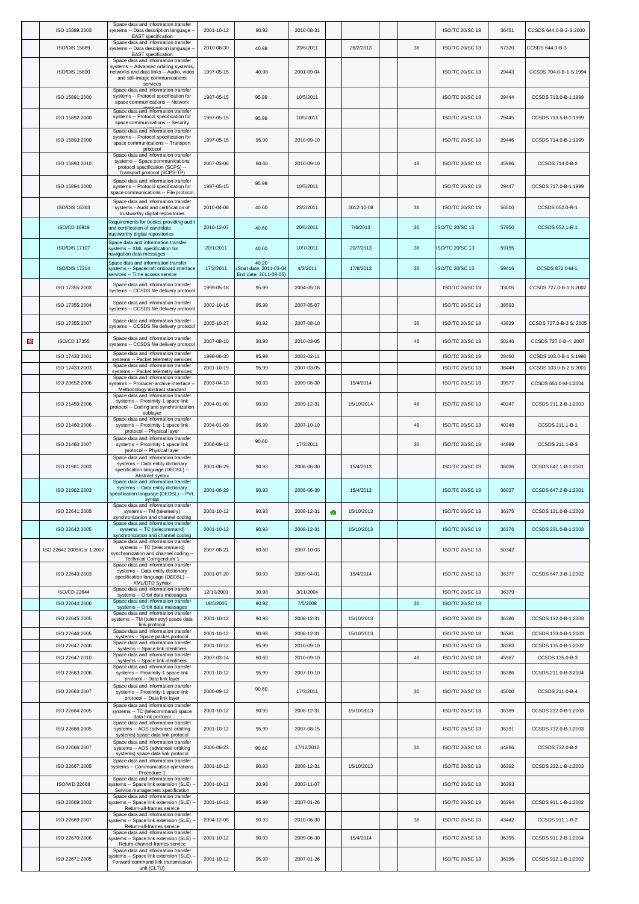|  | ISO 15889:2003 | Space data and information transfer systems -- Data description language -- EAST specification | 2001-10-12 | 90.92 | 2010-08-31 |  |  |  |  | ISO/TC 20/SC 13 | 36451 | CCSDS 644.0-B-2-S:2000 |
|---|---|---|---|---|---|---|---|---|---|---|---|---|
|  | ISO/DIS 15889 | Space data and information transfer systems -- Data description language -- EAST specification | 2010-08-30 | 40.99 | 23/6/2011 |  | 28/2/2013 |  | 36 | ISO/TC 20/SC 13 | 57320 | CCSDS 644.0-B-3 |
|  | ISO/DIS 15890 | Space data and information transfer systems -- Advanced orbiting systems, networks and data links -- Audio, video and still-image communications services | 1997-05-15 | 40.98 | 2001-09-04 |  |  |  |  | ISO/TC 20/SC 13 | 29443 | CCSDS 704.0-B-1-S:1994 |
|  | ISO 15891:2000 | Space data and information transfer systems -- Protocol specification for space communications -- Network protocol | 1997-05-15 | 95.99 | 10/5/2011 |  |  |  |  | ISO/TC 20/SC 13 | 29444 | CCSDS 713.0-B-1:1999 |
|  | ISO 15892:2000 | Space data and information transfer systems -- Protocol specification for space communications -- Security | 1997-05-15 | 95.99 | 10/5/2011 |  |  |  |  | ISO/TC 20/SC 13 | 29445 | CCSDS 713.5-B-1:1999 |
|  | ISO 15893:2000 | Space data and information transfer systems -- Protocol specification for space communications -- Transport protocol | 1997-05-15 | 95.99 | 2010-09-10 |  |  |  |  | ISO/TC 20/SC 13 | 29446 | CCSDS 714.0-B-1:1999 |
|  | ISO 15893:2010 | Space data and information transfer systems -- Space communications protocol specification (SCPS) -- Transport protocol (SCPS-TP) | 2007-03-06 | 60.60 | 2010-09-10 |  |  |  | 48 | ISO/TC 20/SC 13 | 45986 | CCSDS 714.0-B-2 |
|  | ISO 15894:2000 | Space data and information transfer systems -- Protocol specification for space communications -- File protocol | 1997-05-15 | 95.99 | 10/5/2011 |  |  |  |  | ISO/TC 20/SC 13 | 29447 | CCSDS 717.0-B-1:1999 |
|  | ISO/DIS 16363 | Space data and information transfer systems - Audit and certification of trustworthy digital repositories | 2010-04-08 | 40.60 | 23/2/2011 |  | 2012-10-08 |  | 36 | ISO/TC 20/SC 13 | 56510 | CCSDS 652.0-R-1 |
|  | ISO/CD 16919 | Requirements for bodies providing audit and certification of candidate trustworthy digital repositories | 2010-12-07 | 40.60 | 20/6/2011 |  | 7/6/2013 |  | 36 | ISO/TC 20/SC 13 | 57950 | CCSDS 652.1-R.1 |
|  | ISO/DIS 17107 | Space data and information transfer systems -- XML specification for navigation data messages | 20/1/2011 | 40.60 | 10/7/2011 |  | 20/7/2013 |  | 36 | ISO/TC 20/SC 13 | 59155 |  |
|  | ISO/DIS 17214 | Space data and information transfer systems -- Spacecraft onboard interface services -- Time access service | 17/2/2011 | 40.20 (Start date: 2011-03-04 End date: 2011-08-05) | 4/3/2011 |  | 17/8/2013 |  | 36 | ISO/TC 20/SC 13 | 59416 | CCSDS 872.0-M-1 |
|  | ISO 17355:2003 | Space data and information transfer systems -- CCSDS file delivery protocol | 1999-05-18 | 95.99 | 2004-05-18 |  |  |  |  | ISO/TC 20/SC 13 | 33005 | CCSDS 727.0-B-1 S:2002 |
|  | ISO 17355:2004 | Space data and information transfer systems -- CCSDS file delivery protocol | 2002-10-15 | 95.99 | 2007-05-07 |  |  |  |  | ISO/TC 20/SC 13 | 38593 |  |
|  | ISO 17355:2007 | Space data and information transfer systems -- CCSDS file delivery protocol | 2005-10-27 | 90.92 | 2007-08-10 |  |  |  | 36 | ISO/TC 20/SC 13 | 43829 | CCSDS 727.0-B-3 S: 2005 |
|  | ISO/CD 17355 | Space data and information transfer systems -- CCSDS file delivery protocol | 2007-08-10 | 30.98 | 2010-03-05 |  |  |  | 48 | ISO/TC 20/SC 13 | 50246 | CCSDS 727.0-B-4: 2007 |
|  | ISO 17433:2001 | Space data and information transfer systems -- Packet telemetry services | 1998-06-30 | 95.99 | 2003-02-11 |  |  |  |  | ISO/TC 20/SC 13 | 28460 | CCSDS 103.0-B-1 S:1996 |
|  | ISO 17433:2003 | Space data and information transfer systems -- Packet telemetry services | 2001-10-19 | 95.99 | 2007-03-05 |  |  |  |  | ISO/TC 20/SC 13 | 36448 | CCSDS 103.0-B-2 S:2001 |
|  | ISO 20652:2006 | Space data and information transfer systems -- Producer-archive interface -- Methodology abstract standard | 2003-04-10 | 90.93 | 2009-06-30 |  | 15/4/2014 |  |  | ISO/TC 20/SC 13 | 39577 | CCSDS 651.0-M-1:2004 |
|  | ISO 21459:2006 | Space data and information transfer systems -- Proximity-1 space link protocol -- Coding and synchronization sublayer | 2004-01-09 | 90.93 | 2009-12-31 |  | 15/10/2014 |  | 48 | ISO/TC 20/SC 13 | 40247 | CCSDS 211.2-B-1:2003 |
|  | ISO 21460:2006 | Space data and information transfer systems -- Proximity-1 space link protocol -- Physical layer | 2004-01-09 | 95.99 | 2007-10-10 |  |  |  | 48 | ISO/TC 20/SC 13 | 40248 | CCSDS 211.1-B-1 |
|  | ISO 21460:2007 | Space data and information transfer systems -- Proximity-1 space link protocol -- Physical layer | 2006-09-12 | 90.60 | 17/3/2011 |  |  |  | 36 | ISO/TC 20/SC 13 | 44999 | CCSDS 211.1-B-3 |
|  | ISO 21961:2003 | Space data and information transfer systems -- Data entity dictionary specification language (DEDSL) -- Abstract syntax | 2001-06-29 | 90.93 | 2008-06-30 |  | 15/4/2013 |  |  | ISO/TC 20/SC 13 | 36036 | CCSDS 647.1-B-1:2001 |
|  | ISO 21962:2003 | Space data and information transfer systems -- Data entity dictionary specification language (DEDSL) -- PVL syntax | 2001-06-29 | 90.93 | 2008-06-30 |  | 15/4/2013 |  |  | ISO/TC 20/SC 13 | 36037 | CCSDS 647.2-B-1:2001 |
|  | ISO 22641:2005 | Space data and information transfer systems -- TM (telemetry) synchronization and channel coding | 2001-10-12 | 90.93 | 2008-12-31 |  | 15/10/2013 |  |  | ISO/TC 20/SC 13 | 36375 | CCSDS 131.0-B-1:2003 |
|  | ISO 22642:2005 | Space data and information transfer systems -- TC (telecommand) synchronization and channel coding | 2001-10-12 | 90.93 | 2008-12-31 |  | 15/10/2013 |  |  | ISO/TC 20/SC 13 | 36376 | CCSDS 231.0-B-1:2003 |
|  | ISO 22642:2005/Cor 1:2007 | Space data and information transfer systems -- TC (telecommand) synchronization and channel coding -- Technical Corrigendum 1 | 2007-08-21 | 60.60 | 2007-10-03 |  |  |  |  | ISO/TC 20/SC 13 | 50342 |  |
|  | ISO 22643:2003 | Space data and information transfer systems -- Data entity dictionary specification language (DEDSL) -- XML/DTD Syntax | 2001-07-20 | 90.93 | 2009-04-01 |  | 15/4/2014 |  |  | ISO/TC 20/SC 13 | 36377 | CCSDS 647.3-B-1:2002 |
|  | ISO/CD 22644 | Space data and information transfer systems -- Orbit data messages | 12/10/2001 | 30.98 | 3/11/2004 |  |  |  |  | ISO/TC 20/SC 13 | 36379 |  |
|  | ISO 22644:2006 | Space data and information transfer systems -- Orbit data messages | 19/5/2005 | 90.92 | 7/5/2008 |  |  |  | 36 | ISO/TC 20/SC 13 |  |  |
|  | ISO 22645:2005 | Space data and information transfer systems -- TM (telemetry) space data link protocol | 2001-10-12 | 90.93 | 2008-12-31 |  | 15/10/2013 |  |  | ISO/TC 20/SC 13 | 36380 | CCSDS 132.0-B-1:2003 |
|  | ISO 22646:2005 | Space data and information transfer systems -- Space packet protocol | 2001-10-12 | 90.93 | 2008-12-31 |  | 15/10/2013 |  |  | ISO/TC 20/SC 13 | 36381 | CCSDS 133.0-B-1:2003 |
|  | ISO 22647:2006 | Space data and information transfer systems -- Space link identifiers | 2001-10-12 | 95.99 | 2010-09-10 |  |  |  |  | ISO/TC 20/SC 13 | 36383 | CCSDS 135.0-B-1:2002 |
|  | ISO 22647:2010 | Space data and information transfer systems -- Space link identifiers | 2007-03-14 | 60.60 | 2010-09-10 |  |  |  | 48 | ISO/TC 20/SC 13 | 45987 | CCSDS 135.0-B-3 |
|  | ISO 22663:2006 | Space data and information transfer systems -- Proximity-1 space link protocol -- Data link layer | 2001-10-12 | 95.99 | 2007-10-10 |  |  |  |  | ISO/TC 20/SC 13 | 36386 | CCSDS 211.0-B-3:2004 |
|  | ISO 22663:2007 | Space data and information transfer systems -- Proximity-1 space link protocol -- Data link layer | 2006-09-12 | 90.60 | 17/3/2011 |  |  |  | 36 | ISO/TC 20/SC 13 | 45000 | CCSDS 211.0-B-4 |
|  | ISO 22664:2005 | Space data and information transfer systems -- TC (telecommand) space data link protocol | 2001-10-12 | 90.93 | 2008-12-31 |  | 15/10/2013 |  |  | ISO/TC 20/SC 13 | 36389 | CCSDS 232.0-B-1:2003 |
|  | ISO 22666:2005 | Space data and information transfer systems -- AOS (advanced orbiting systems) space data link protocol | 2001-10-12 | 95.99 | 2007-08-15 |  |  |  |  | ISO/TC 20/SC 13 | 36391 | CCSDS 732.0-B-1:2003 |
|  | ISO 22666:2007 | Space data and information transfer systems -- AOS (advanced orbiting systems) space data link protocol | 2006-06-23 | 90.60 | 17/12/2010 |  |  |  | 36 | ISO/TC 20/SC 13 | 44866 | CCSDS 732.0-B-2 |
|  | ISO 22667:2005 | Space data and information transfer systems -- Communication operations Procedure-1 | 2001-10-12 | 90.93 | 2008-12-31 |  | 15/10/2013 |  |  | ISO/TC 20/SC 13 | 36392 | CCSDS 232.1-B-1:2003 |
|  | ISO/WD 22668 | Space data and information transfer systems -- Space link extension (SLE) -- Service management specification | 2001-10-12 | 20.98 | 2003-11-07 |  |  |  |  | ISO/TC 20/SC 13 | 36393 |  |
|  | ISO 22669:2003 | Space data and information transfer systems -- Space link extension (SLE) -- Return-all-frames service | 2001-10-12 | 95.99 | 2007-01-26 |  |  |  |  | ISO/TC 20/SC 13 | 36394 | CCSDS 911.1-B-1:2002 |
|  | ISO 22669:2007 | Space data and information transfer systems -- Space link extension (SLE) -- Return-all-frames service | 2004-12-08 | 90.93 | 2010-06-30 |  |  |  | 36 | ISO/TC 20/SC 13 | 43442 | CCSDS 911.1-B-2 |
|  | ISO 22670:2006 | Space data and information transfer systems -- Space link extension (SLE) -- Return-channel-frames service | 2001-10-12 | 90.93 | 2009-06-30 |  | 15/4/2014 |  |  | ISO/TC 20/SC 13 | 36395 | CCSDS 911.2-B-1:2004 |
|  | ISO 22671:2005 | Space data and information transfer systems -- Space link extension (SLE) -- Forward command link transmission unit (CLTU) | 2001-10-12 | 95.99 | 2007-01-26 |  |  |  |  | ISO/TC 20/SC 13 | 36396 | CCSDS 912.1-B-1:2002 |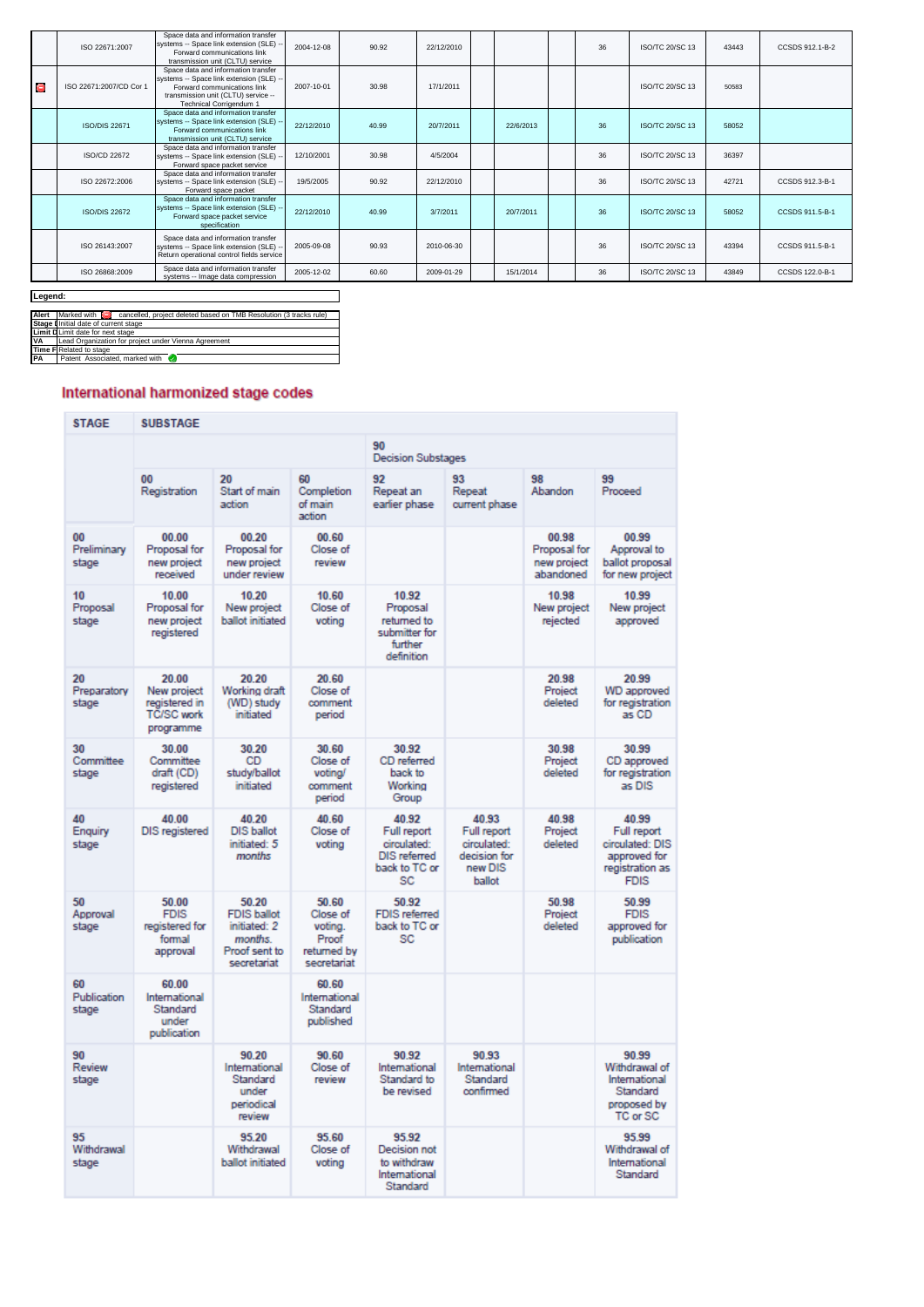| | | | | | | | | | | | | |
|---|---|---|---|---|---|---|---|---|---|---|---|---|
| | ISO 22671:2007 | Space data and information transfer systems -- Space link extension (SLE) -- Forward communications link transmission unit (CLTU) service | 2004-12-08 | 90.92 | 22/12/2010 | | | | 36 | ISO/TC 20/SC 13 | 43443 | CCSDS 912.1-B-2 |
| | ISO 22671:2007/CD Cor 1 | Space data and information transfer systems -- Space link extension (SLE) -- Forward communications link transmission unit (CLTU) service -- Technical Corrigendum 1 | 2007-10-01 | 30.98 | 17/1/2011 | | | | | ISO/TC 20/SC 13 | 50583 | |
| | ISO/DIS 22671 | Space data and information transfer systems -- Space link extension (SLE) -- Forward communications link transmission unit (CLTU) service | 22/12/2010 | 40.99 | 20/7/2011 | | 22/6/2013 | | 36 | ISO/TC 20/SC 13 | 58052 | |
| | ISO/CD 22672 | Space data and information transfer systems -- Space link extension (SLE) -- Forward space packet service | 12/10/2001 | 30.98 | 4/5/2004 | | | | 36 | ISO/TC 20/SC 13 | 36397 | |
| | ISO 22672:2006 | Space data and information transfer systems -- Space link extension (SLE) -- Forward space packet | 19/5/2005 | 90.92 | 22/12/2010 | | | | 36 | ISO/TC 20/SC 13 | 42721 | CCSDS 912.3-B-1 |
| | ISO/DIS 22672 | Space data and information transfer systems -- Space link extension (SLE) -- Forward space packet service specification | 22/12/2010 | 40.99 | 3/7/2011 | | 20/7/2011 | | 36 | ISO/TC 20/SC 13 | 58052 | CCSDS 911.5-B-1 |
| | ISO 26143:2007 | Space data and information transfer systems -- Space link extension (SLE) -- Return operational control fields service | 2005-09-08 | 90.93 | 2010-06-30 | | | | 36 | ISO/TC 20/SC 13 | 43394 | CCSDS 911.5-B-1 |
| | ISO 26868:2009 | Space data and information transfer systems -- Image data compression | 2005-12-02 | 60.60 | 2009-01-29 | | 15/1/2014 | | 36 | ISO/TC 20/SC 13 | 43849 | CCSDS 122.0-B-1 |

**Legend:**

| | |
|---|---|
| Alert | Marked with cancelled, project deleted based on TMB Resolution (3 tracks rule) |
| Stage D | Initial date of current stage |
| Limit D | Limit date for next stage |
| VA | Lead Organization for project under Vienna Agreement |
| Time F | Related to stage |
| PA | Patent Associated, marked with |

## International harmonized stage codes

| STAGE | SUBSTAGE | | | | | | |
|---|---|---|---|---|---|---|---|
| | | | | 90 Decision Substages | | | |
| | 00 Registration | 20 Start of main action | 60 Completion of main action | 92 Repeat an earlier phase | 93 Repeat current phase | 98 Abandon | 99 Proceed |
| 00 Preliminary stage | 00.00 Proposal for new project received | 00.20 Proposal for new project under review | 00.60 Close of review | | | 00.98 Proposal for new project abandoned | 00.99 Approval to ballot proposal for new project |
| 10 Proposal stage | 10.00 Proposal for new project registered | 10.20 New project ballot initiated | 10.60 Close of voting | 10.92 Proposal returned to submitter for further definition | | 10.98 New project rejected | 10.99 New project approved |
| 20 Preparatory stage | 20.00 New project registered in TC/SC work programme | 20.20 Working draft (WD) study initiated | 20.60 Close of comment period | | | 20.98 Project deleted | 20.99 WD approved for registration as CD |
| 30 Committee stage | 30.00 Committee draft (CD) registered | 30.20 CD study/ballot initiated | 30.60 Close of voting/ comment period | 30.92 CD referred back to Working Group | | 30.98 Project deleted | 30.99 CD approved for registration as DIS |
| 40 Enquiry stage | 40.00 DIS registered | 40.20 DIS ballot initiated: *5 months* | 40.60 Close of voting | 40.92 Full report circulated: DIS referred back to TC or SC | 40.93 Full report circulated: decision for new DIS ballot | 40.98 Project deleted | 40.99 Full report circulated: DIS approved for registration as FDIS |
| 50 Approval stage | 50.00 FDIS registered for formal approval | 50.20 FDIS ballot initiated: *2 months.* Proof sent to secretariat | 50.60 Close of voting. Proof returned by secretariat | 50.92 FDIS referred back to TC or SC | | 50.98 Project deleted | 50.99 FDIS approved for publication |
| 60 Publication stage | 60.00 International Standard under publication | | 60.60 International Standard published | | | | |
| 90 Review stage | | 90.20 International Standard under periodical review | 90.60 Close of review | 90.92 International Standard to be revised | 90.93 International Standard confirmed | | 90.99 Withdrawal of International Standard proposed by TC or SC |
| 95 Withdrawal stage | | 95.20 Withdrawal ballot initiated | 95.60 Close of voting | 95.92 Decision not to withdraw International Standard | | | 95.99 Withdrawal of International Standard |